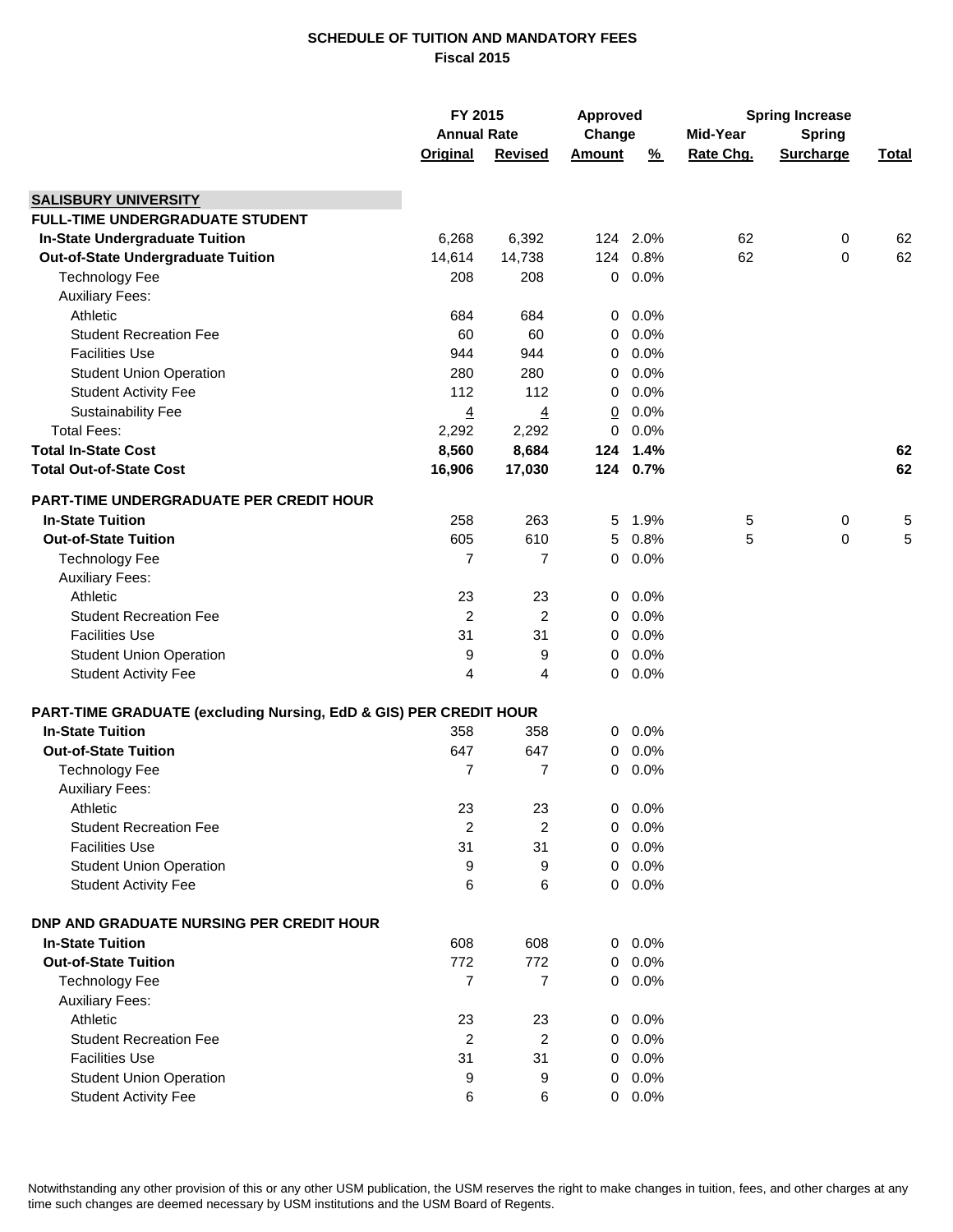# SCHEDULE OF TUITION AND MANDATORY FEES
## Fiscal 2015

| | FY 2015 Annual Rate | | Approved Change | | Spring Increase | | |
|---|---|---|---|---|---|---|---|
| | Original | Revised | Amount | % | Mid-Year Rate Chg. | Spring Surcharge | Total |
| **SALISBURY UNIVERSITY** | | | | | | | |
| **FULL-TIME UNDERGRADUATE STUDENT** | | | | | | | |
| **In-State Undergraduate Tuition** | 6,268 | 6,392 | 124 | 2.0% | 62 | 0 | 62 |
| **Out-of-State Undergraduate Tuition** | 14,614 | 14,738 | 124 | 0.8% | 62 | 0 | 62 |
| Technology Fee | 208 | 208 | 0 | 0.0% | | | |
| Auxiliary Fees: | | | | | | | |
| Athletic | 684 | 684 | 0 | 0.0% | | | |
| Student Recreation Fee | 60 | 60 | 0 | 0.0% | | | |
| Facilities Use | 944 | 944 | 0 | 0.0% | | | |
| Student Union Operation | 280 | 280 | 0 | 0.0% | | | |
| Student Activity Fee | 112 | 112 | 0 | 0.0% | | | |
| Sustainability Fee | 4 | 4 | 0 | 0.0% | | | |
| Total Fees: | 2,292 | 2,292 | 0 | 0.0% | | | |
| **Total In-State Cost** | **8,560** | **8,684** | **124** | **1.4%** | | | **62** |
| **Total Out-of-State Cost** | **16,906** | **17,030** | **124** | **0.7%** | | | **62** |
| **PART-TIME UNDERGRADUATE PER CREDIT HOUR** | | | | | | | |
| **In-State Tuition** | 258 | 263 | 5 | 1.9% | 5 | 0 | 5 |
| **Out-of-State Tuition** | 605 | 610 | 5 | 0.8% | 5 | 0 | 5 |
| Technology Fee | 7 | 7 | 0 | 0.0% | | | |
| Auxiliary Fees: | | | | | | | |
| Athletic | 23 | 23 | 0 | 0.0% | | | |
| Student Recreation Fee | 2 | 2 | 0 | 0.0% | | | |
| Facilities Use | 31 | 31 | 0 | 0.0% | | | |
| Student Union Operation | 9 | 9 | 0 | 0.0% | | | |
| Student Activity Fee | 4 | 4 | 0 | 0.0% | | | |
| **PART-TIME GRADUATE (excluding Nursing, EdD & GIS) PER CREDIT HOUR** | | | | | | | |
| **In-State Tuition** | 358 | 358 | 0 | 0.0% | | | |
| **Out-of-State Tuition** | 647 | 647 | 0 | 0.0% | | | |
| Technology Fee | 7 | 7 | 0 | 0.0% | | | |
| Auxiliary Fees: | | | | | | | |
| Athletic | 23 | 23 | 0 | 0.0% | | | |
| Student Recreation Fee | 2 | 2 | 0 | 0.0% | | | |
| Facilities Use | 31 | 31 | 0 | 0.0% | | | |
| Student Union Operation | 9 | 9 | 0 | 0.0% | | | |
| Student Activity Fee | 6 | 6 | 0 | 0.0% | | | |
| **DNP AND GRADUATE NURSING PER CREDIT HOUR** | | | | | | | |
| **In-State Tuition** | 608 | 608 | 0 | 0.0% | | | |
| **Out-of-State Tuition** | 772 | 772 | 0 | 0.0% | | | |
| Technology Fee | 7 | 7 | 0 | 0.0% | | | |
| Auxiliary Fees: | | | | | | | |
| Athletic | 23 | 23 | 0 | 0.0% | | | |
| Student Recreation Fee | 2 | 2 | 0 | 0.0% | | | |
| Facilities Use | 31 | 31 | 0 | 0.0% | | | |
| Student Union Operation | 9 | 9 | 0 | 0.0% | | | |
| Student Activity Fee | 6 | 6 | 0 | 0.0% | | | |

Notwithstanding any other provision of this or any other USM publication, the USM reserves the right to make changes in tuition, fees, and other charges at any time such changes are deemed necessary by USM institutions and the USM Board of Regents.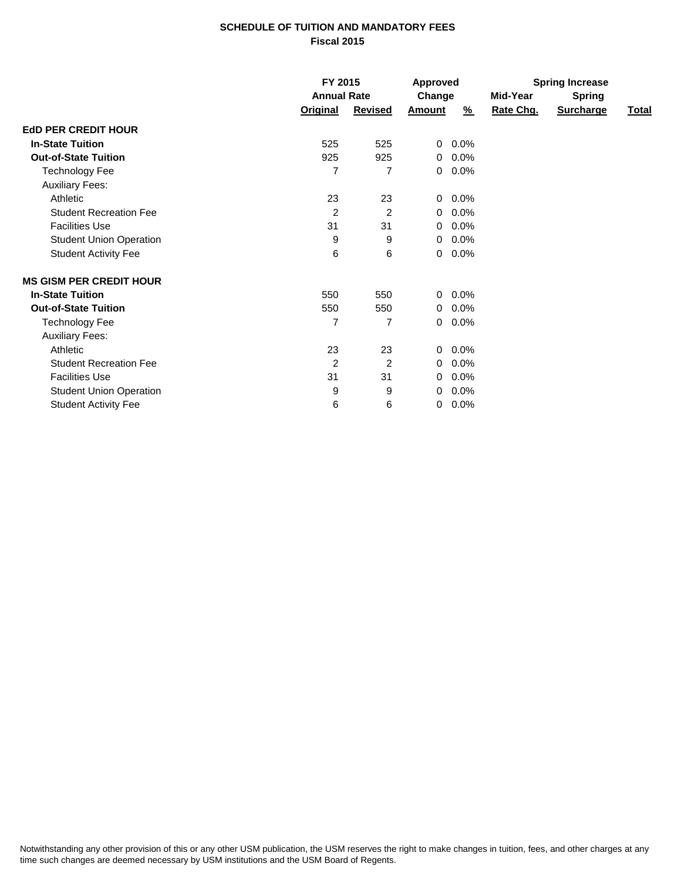**SCHEDULE OF TUITION AND MANDATORY FEES**
**Fiscal 2015**

| | FY 2015 Annual Rate | | Approved Change | | Spring Increase | | |
|---|---|---|---|---|---|---|---|
| | Original | Revised | Amount | % | Mid-Year Rate Chg. | Spring Surcharge | Total |
| **EdD PER CREDIT HOUR** | | | | | | | |
| **In-State Tuition** | 525 | 525 | 0 | 0.0% | | | |
| **Out-of-State Tuition** | 925 | 925 | 0 | 0.0% | | | |
| Technology Fee | 7 | 7 | 0 | 0.0% | | | |
| Auxiliary Fees: | | | | | | | |
| Athletic | 23 | 23 | 0 | 0.0% | | | |
| Student Recreation Fee | 2 | 2 | 0 | 0.0% | | | |
| Facilities Use | 31 | 31 | 0 | 0.0% | | | |
| Student Union Operation | 9 | 9 | 0 | 0.0% | | | |
| Student Activity Fee | 6 | 6 | 0 | 0.0% | | | |
| **MS GISM PER CREDIT HOUR** | | | | | | | |
| **In-State Tuition** | 550 | 550 | 0 | 0.0% | | | |
| **Out-of-State Tuition** | 550 | 550 | 0 | 0.0% | | | |
| Technology Fee | 7 | 7 | 0 | 0.0% | | | |
| Auxiliary Fees: | | | | | | | |
| Athletic | 23 | 23 | 0 | 0.0% | | | |
| Student Recreation Fee | 2 | 2 | 0 | 0.0% | | | |
| Facilities Use | 31 | 31 | 0 | 0.0% | | | |
| Student Union Operation | 9 | 9 | 0 | 0.0% | | | |
| Student Activity Fee | 6 | 6 | 0 | 0.0% | | | |

Notwithstanding any other provision of this or any other USM publication, the USM reserves the right to make changes in tuition, fees, and other charges at any time such changes are deemed necessary by USM institutions and the USM Board of Regents.